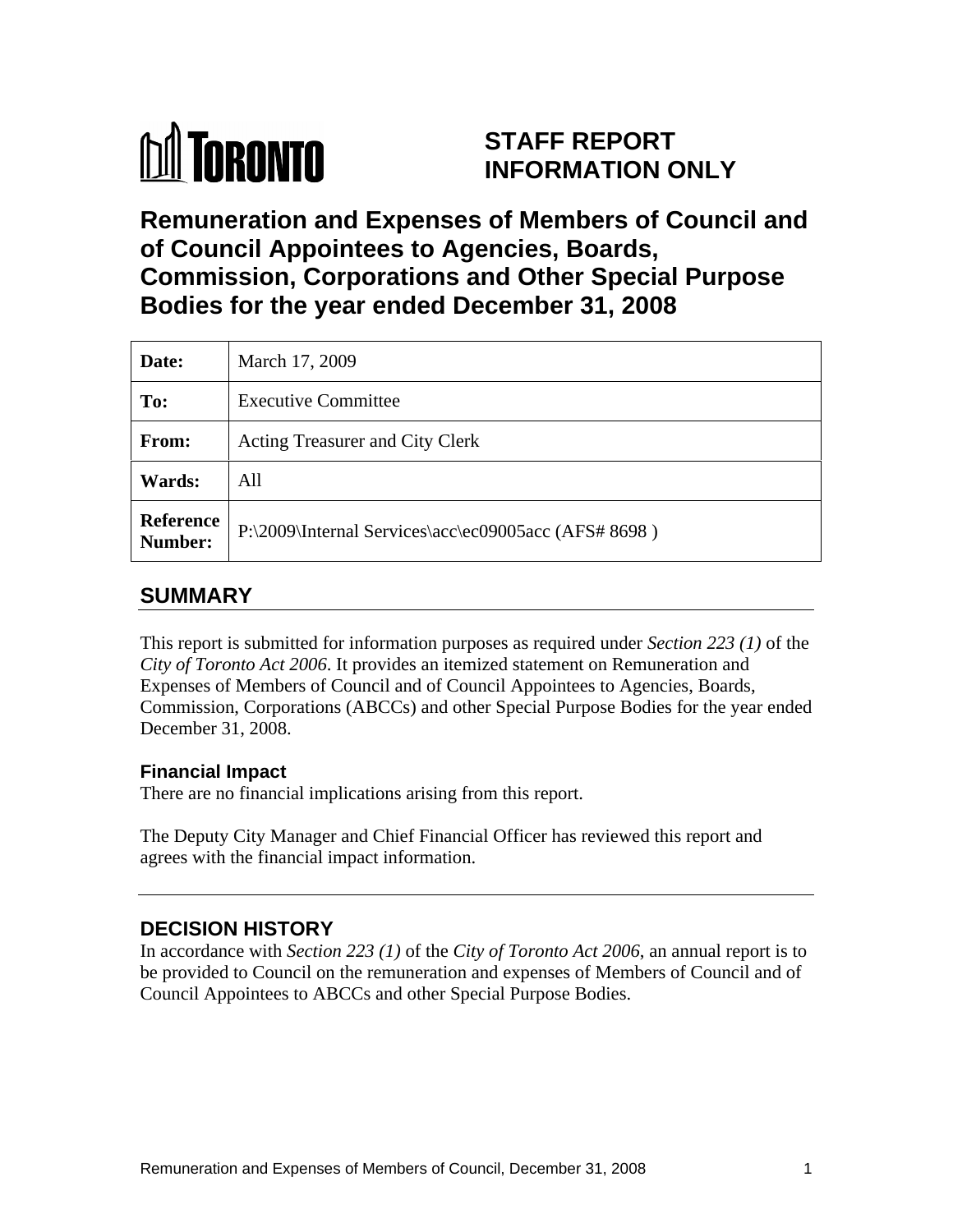TORONTO

# STAFF REPORT INFORMATION ONLY

# Remuneration and Expenses of Members of Council and of Council Appointees to Agencies, Boards, Commission, Corporations and Other Special Purpose Bodies for the year ended December 31, 2008

| | |
|---|---|
| **Date:** | March 17, 2009 |
| **To:** | Executive Committee |
| **From:** | Acting Treasurer and City Clerk |
| **Wards:** | All |
| **Reference Number:** | P:\2009\Internal Services\acc\ec09005acc (AFS# 8698 ) |

## SUMMARY

This report is submitted for information purposes as required under *Section 223 (1)* of the *City of Toronto Act 2006*. It provides an itemized statement on Remuneration and Expenses of Members of Council and of Council Appointees to Agencies, Boards, Commission, Corporations (ABCCs) and other Special Purpose Bodies for the year ended December 31, 2008.

### Financial Impact

There are no financial implications arising from this report.

The Deputy City Manager and Chief Financial Officer has reviewed this report and agrees with the financial impact information.

## DECISION HISTORY

In accordance with *Section 223 (1)* of the *City of Toronto Act 2006*, an annual report is to be provided to Council on the remuneration and expenses of Members of Council and of Council Appointees to ABCCs and other Special Purpose Bodies.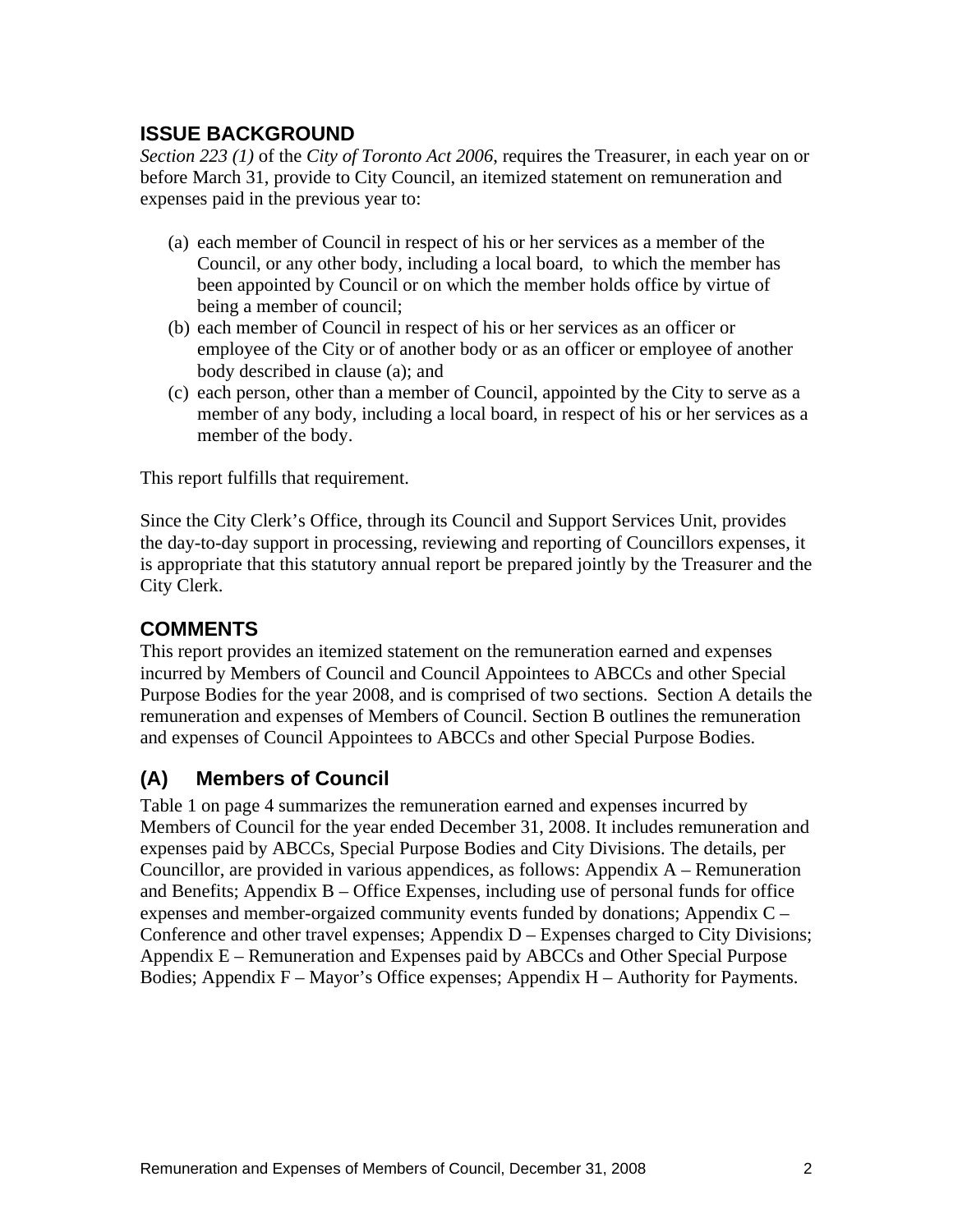## ISSUE BACKGROUND

*Section 223 (1)* of the *City of Toronto Act 2006*, requires the Treasurer, in each year on or before March 31, provide to City Council, an itemized statement on remuneration and expenses paid in the previous year to:

(a) each member of Council in respect of his or her services as a member of the Council, or any other body, including a local board, to which the member has been appointed by Council or on which the member holds office by virtue of being a member of council;

(b) each member of Council in respect of his or her services as an officer or employee of the City or of another body or as an officer or employee of another body described in clause (a); and

(c) each person, other than a member of Council, appointed by the City to serve as a member of any body, including a local board, in respect of his or her services as a member of the body.

This report fulfills that requirement.

Since the City Clerk's Office, through its Council and Support Services Unit, provides the day-to-day support in processing, reviewing and reporting of Councillors expenses, it is appropriate that this statutory annual report be prepared jointly by the Treasurer and the City Clerk.

## COMMENTS

This report provides an itemized statement on the remuneration earned and expenses incurred by Members of Council and Council Appointees to ABCCs and other Special Purpose Bodies for the year 2008, and is comprised of two sections. Section A details the remuneration and expenses of Members of Council. Section B outlines the remuneration and expenses of Council Appointees to ABCCs and other Special Purpose Bodies.

## (A) Members of Council

Table 1 on page 4 summarizes the remuneration earned and expenses incurred by Members of Council for the year ended December 31, 2008. It includes remuneration and expenses paid by ABCCs, Special Purpose Bodies and City Divisions. The details, per Councillor, are provided in various appendices, as follows: Appendix A – Remuneration and Benefits; Appendix B – Office Expenses, including use of personal funds for office expenses and member-orgaized community events funded by donations; Appendix C – Conference and other travel expenses; Appendix D – Expenses charged to City Divisions; Appendix E – Remuneration and Expenses paid by ABCCs and Other Special Purpose Bodies; Appendix F – Mayor's Office expenses; Appendix H – Authority for Payments.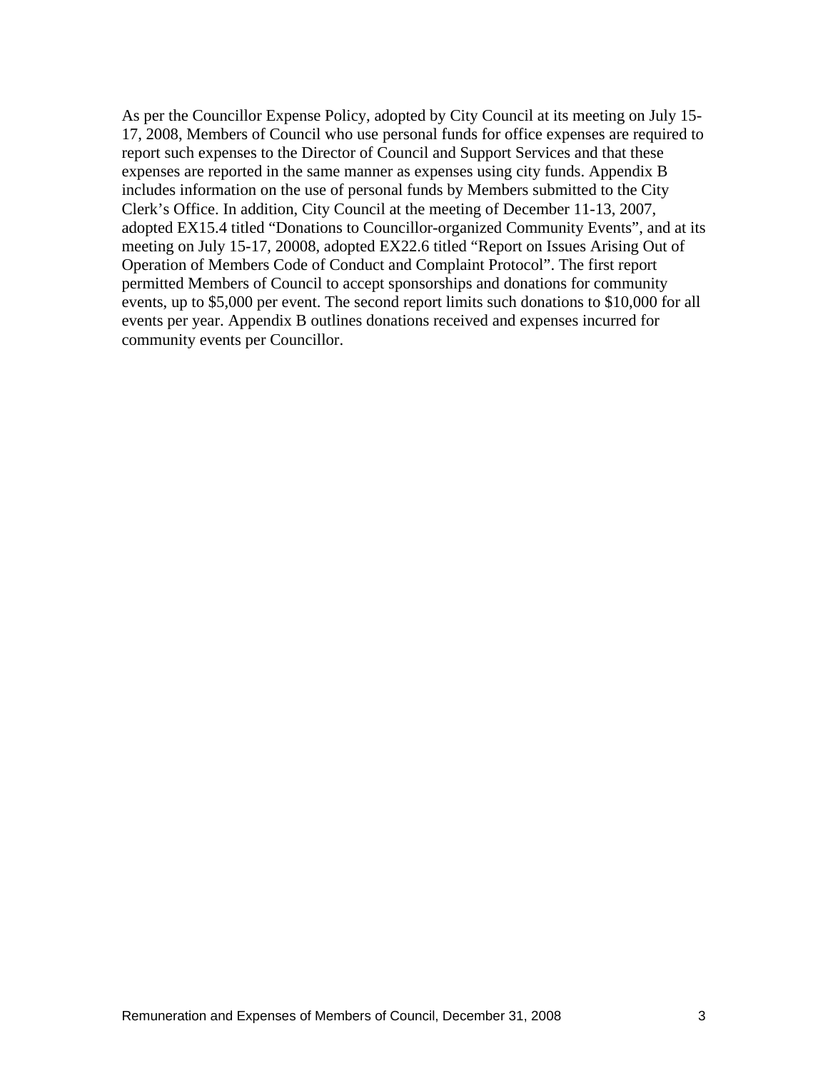As per the Councillor Expense Policy, adopted by City Council at its meeting on July 15-17, 2008, Members of Council who use personal funds for office expenses are required to report such expenses to the Director of Council and Support Services and that these expenses are reported in the same manner as expenses using city funds. Appendix B includes information on the use of personal funds by Members submitted to the City Clerk's Office. In addition, City Council at the meeting of December 11-13, 2007, adopted EX15.4 titled "Donations to Councillor-organized Community Events", and at its meeting on July 15-17, 20008, adopted EX22.6 titled "Report on Issues Arising Out of Operation of Members Code of Conduct and Complaint Protocol". The first report permitted Members of Council to accept sponsorships and donations for community events, up to $5,000 per event. The second report limits such donations to $10,000 for all events per year. Appendix B outlines donations received and expenses incurred for community events per Councillor.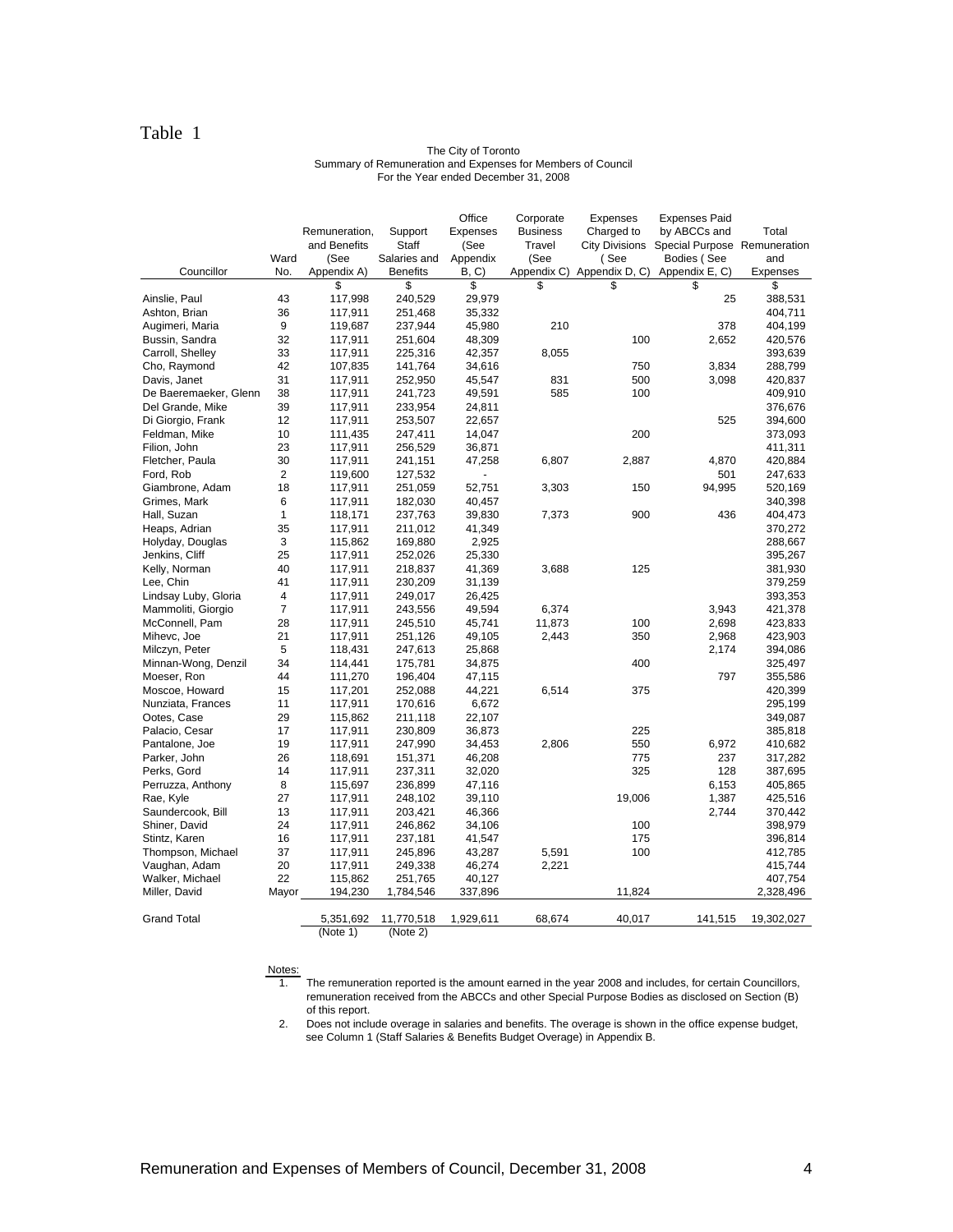Table 1

The City of Toronto
Summary of Remuneration and Expenses for Members of Council
For the Year ended December 31, 2008

| Councillor | Ward No. | Remuneration, and Benefits (See Appendix A) | Support Staff Salaries and Benefits | Office Expenses (See Appendix B, C) | Corporate Business Travel (See Appendix C) | Expenses Charged to City Divisions ( See Appendix D, C) | Expenses Paid by ABCCs and Special Purpose Bodies ( See Appendix E, C) | Total Remuneration and Expenses |
|---|---|---|---|---|---|---|---|---|
| | | $ | $ | $ | $ | $ | $ | $ |
| Ainslie, Paul | 43 | 117,998 | 240,529 | 29,979 | | | 25 | 388,531 |
| Ashton, Brian | 36 | 117,911 | 251,468 | 35,332 | | | | 404,711 |
| Augimeri, Maria | 9 | 119,687 | 237,944 | 45,980 | 210 | | 378 | 404,199 |
| Bussin, Sandra | 32 | 117,911 | 251,604 | 48,309 | | 100 | 2,652 | 420,576 |
| Carroll, Shelley | 33 | 117,911 | 225,316 | 42,357 | 8,055 | | | 393,639 |
| Cho, Raymond | 42 | 107,835 | 141,764 | 34,616 | | 750 | 3,834 | 288,799 |
| Davis, Janet | 31 | 117,911 | 252,950 | 45,547 | 831 | 500 | 3,098 | 420,837 |
| De Baeremaeker, Glenn | 38 | 117,911 | 241,723 | 49,591 | 585 | 100 | | 409,910 |
| Del Grande, Mike | 39 | 117,911 | 233,954 | 24,811 | | | | 376,676 |
| Di Giorgio, Frank | 12 | 117,911 | 253,507 | 22,657 | | | 525 | 394,600 |
| Feldman, Mike | 10 | 111,435 | 247,411 | 14,047 | | 200 | | 373,093 |
| Filion, John | 23 | 117,911 | 256,529 | 36,871 | | | | 411,311 |
| Fletcher, Paula | 30 | 117,911 | 241,151 | 47,258 | 6,807 | 2,887 | 4,870 | 420,884 |
| Ford, Rob | 2 | 119,600 | 127,532 | - | | | 501 | 247,633 |
| Giambrone, Adam | 18 | 117,911 | 251,059 | 52,751 | 3,303 | 150 | 94,995 | 520,169 |
| Grimes, Mark | 6 | 117,911 | 182,030 | 40,457 | | | | 340,398 |
| Hall, Suzan | 1 | 118,171 | 237,763 | 39,830 | 7,373 | 900 | 436 | 404,473 |
| Heaps, Adrian | 35 | 117,911 | 211,012 | 41,349 | | | | 370,272 |
| Holyday, Douglas | 3 | 115,862 | 169,880 | 2,925 | | | | 288,667 |
| Jenkins, Cliff | 25 | 117,911 | 252,026 | 25,330 | | | | 395,267 |
| Kelly, Norman | 40 | 117,911 | 218,837 | 41,369 | 3,688 | 125 | | 381,930 |
| Lee, Chin | 41 | 117,911 | 230,209 | 31,139 | | | | 379,259 |
| Lindsay Luby, Gloria | 4 | 117,911 | 249,017 | 26,425 | | | | 393,353 |
| Mammoliti, Giorgio | 7 | 117,911 | 243,556 | 49,594 | 6,374 | | 3,943 | 421,378 |
| McConnell, Pam | 28 | 117,911 | 245,510 | 45,741 | 11,873 | 100 | 2,698 | 423,833 |
| Mihevc, Joe | 21 | 117,911 | 251,126 | 49,105 | 2,443 | 350 | 2,968 | 423,903 |
| Milczyn, Peter | 5 | 118,431 | 247,613 | 25,868 | | | 2,174 | 394,086 |
| Minnan-Wong, Denzil | 34 | 114,441 | 175,781 | 34,875 | | 400 | | 325,497 |
| Moeser, Ron | 44 | 111,270 | 196,404 | 47,115 | | | 797 | 355,586 |
| Moscoe, Howard | 15 | 117,201 | 252,088 | 44,221 | 6,514 | 375 | | 420,399 |
| Nunziata, Frances | 11 | 117,911 | 170,616 | 6,672 | | | | 295,199 |
| Ootes, Case | 29 | 115,862 | 211,118 | 22,107 | | | | 349,087 |
| Palacio, Cesar | 17 | 117,911 | 230,809 | 36,873 | | 225 | | 385,818 |
| Pantalone, Joe | 19 | 117,911 | 247,990 | 34,453 | 2,806 | 550 | 6,972 | 410,682 |
| Parker, John | 26 | 118,691 | 151,371 | 46,208 | | 775 | 237 | 317,282 |
| Perks, Gord | 14 | 117,911 | 237,311 | 32,020 | | 325 | 128 | 387,695 |
| Perruzza, Anthony | 8 | 115,697 | 236,899 | 47,116 | | | 6,153 | 405,865 |
| Rae, Kyle | 27 | 117,911 | 248,102 | 39,110 | | 19,006 | 1,387 | 425,516 |
| Saundercook, Bill | 13 | 117,911 | 203,421 | 46,366 | | | 2,744 | 370,442 |
| Shiner, David | 24 | 117,911 | 246,862 | 34,106 | | 100 | | 398,979 |
| Stintz, Karen | 16 | 117,911 | 237,181 | 41,547 | | 175 | | 396,814 |
| Thompson, Michael | 37 | 117,911 | 245,896 | 43,287 | 5,591 | 100 | | 412,785 |
| Vaughan, Adam | 20 | 117,911 | 249,338 | 46,274 | 2,221 | | | 415,744 |
| Walker, Michael | 22 | 115,862 | 251,765 | 40,127 | | | | 407,754 |
| Miller, David | Mayor | 194,230 | 1,784,546 | 337,896 | | 11,824 | | 2,328,496 |
| Grand Total | | 5,351,692 (Note 1) | 11,770,518 (Note 2) | 1,929,611 | 68,674 | 40,017 | 141,515 | 19,302,027 |

Notes:

1. The remuneration reported is the amount earned in the year 2008 and includes, for certain Councillors, remuneration received from the ABCCs and other Special Purpose Bodies as disclosed on Section (B) of this report.
2. Does not include overage in salaries and benefits. The overage is shown in the office expense budget, see Column 1 (Staff Salaries & Benefits Budget Overage) in Appendix B.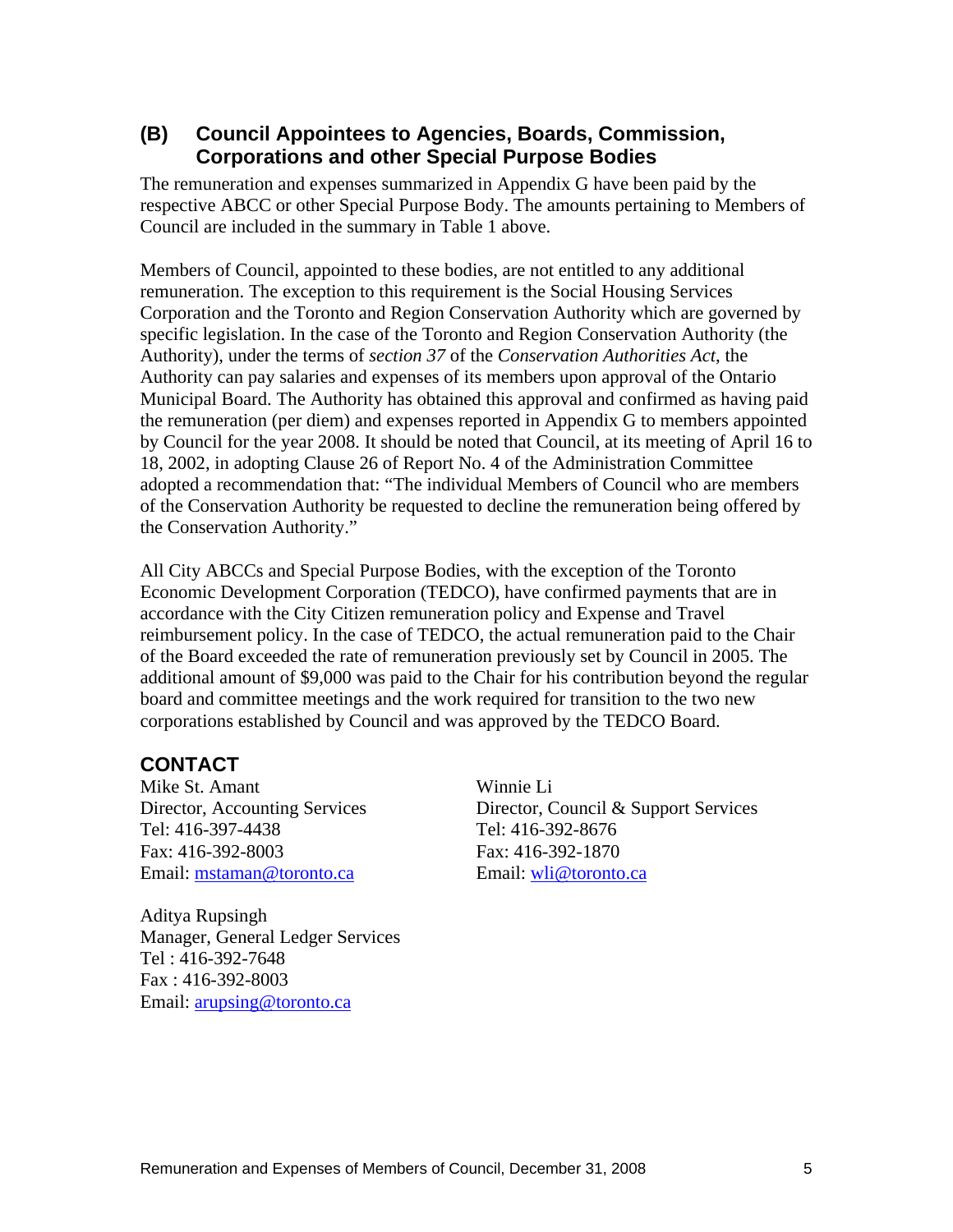## (B) Council Appointees to Agencies, Boards, Commission, Corporations and other Special Purpose Bodies

The remuneration and expenses summarized in Appendix G have been paid by the respective ABCC or other Special Purpose Body. The amounts pertaining to Members of Council are included in the summary in Table 1 above.

Members of Council, appointed to these bodies, are not entitled to any additional remuneration. The exception to this requirement is the Social Housing Services Corporation and the Toronto and Region Conservation Authority which are governed by specific legislation. In the case of the Toronto and Region Conservation Authority (the Authority), under the terms of *section 37* of the *Conservation Authorities Act*, the Authority can pay salaries and expenses of its members upon approval of the Ontario Municipal Board. The Authority has obtained this approval and confirmed as having paid the remuneration (per diem) and expenses reported in Appendix G to members appointed by Council for the year 2008. It should be noted that Council, at its meeting of April 16 to 18, 2002, in adopting Clause 26 of Report No. 4 of the Administration Committee adopted a recommendation that: "The individual Members of Council who are members of the Conservation Authority be requested to decline the remuneration being offered by the Conservation Authority."

All City ABCCs and Special Purpose Bodies, with the exception of the Toronto Economic Development Corporation (TEDCO), have confirmed payments that are in accordance with the City Citizen remuneration policy and Expense and Travel reimbursement policy. In the case of TEDCO, the actual remuneration paid to the Chair of the Board exceeded the rate of remuneration previously set by Council in 2005. The additional amount of $9,000 was paid to the Chair for his contribution beyond the regular board and committee meetings and the work required for transition to the two new corporations established by Council and was approved by the TEDCO Board.

## CONTACT

Mike St. Amant
Director, Accounting Services
Tel: 416-397-4438
Fax: 416-392-8003
Email: mstaman@toronto.ca

Winnie Li
Director, Council & Support Services
Tel: 416-392-8676
Fax: 416-392-1870
Email: wli@toronto.ca

Aditya Rupsingh
Manager, General Ledger Services
Tel : 416-392-7648
Fax : 416-392-8003
Email: arupsing@toronto.ca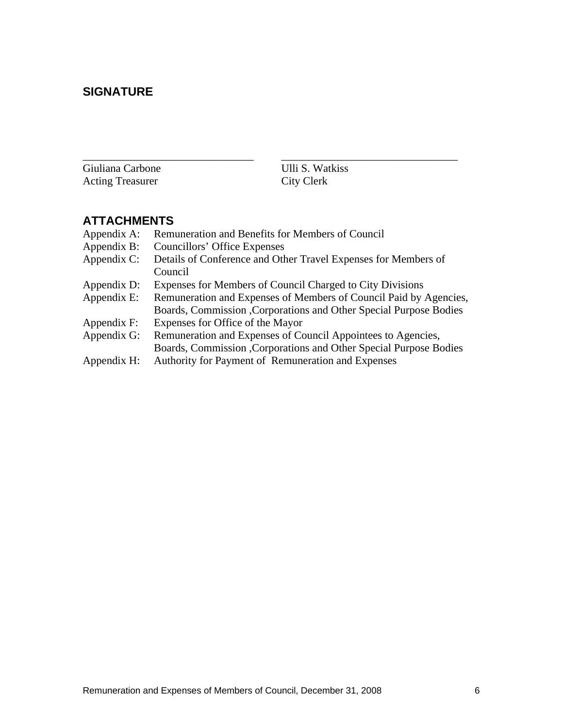## SIGNATURE

| | |
|---|---|
| _____________________________ | _____________________________ |
| Giuliana Carbone | Ulli S. Watkiss |
| Acting Treasurer | City Clerk |

## ATTACHMENTS

| | |
|---|---|
| Appendix A: | Remuneration and Benefits for Members of Council |
| Appendix B: | Councillors' Office Expenses |
| Appendix C: | Details of Conference and Other Travel Expenses for Members of Council |
| Appendix D: | Expenses for Members of Council Charged to City Divisions |
| Appendix E: | Remuneration and Expenses of Members of Council Paid by Agencies, Boards, Commission ,Corporations and Other Special Purpose Bodies |
| Appendix F: | Expenses for Office of the Mayor |
| Appendix G: | Remuneration and Expenses of Council Appointees to Agencies, Boards, Commission ,Corporations and Other Special Purpose Bodies |
| Appendix H: | Authority for Payment of Remuneration and Expenses |